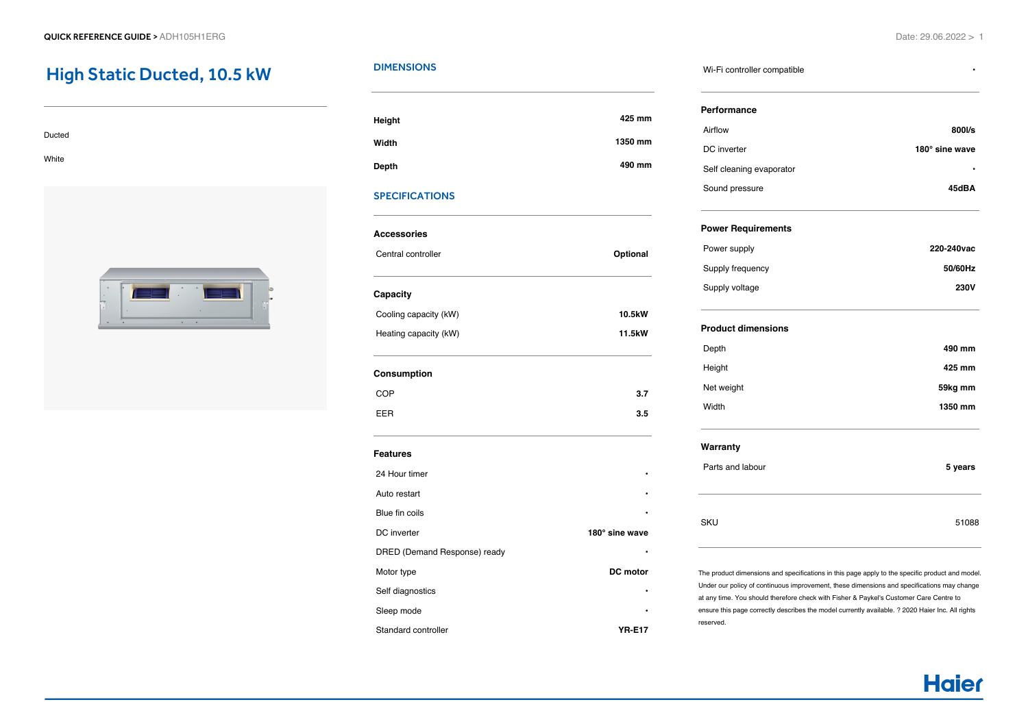QUICK REFERENCE GUIDE > ADH105H1ERG

# High Static Ducted, 10.5 kW

Ducted

White

## DIMENSIONS

| | |
|---|---|
| **Height** | **425 mm** |
| **Width** | **1350 mm** |
| **Depth** | **490 mm** |

## SPECIFICATIONS

### Accessories

| | |
|---|---|
| Central controller | **Optional** |

### Capacity

| | |
|---|---|
| Cooling capacity (kW) | **10.5kW** |
| Heating capacity (kW) | **11.5kW** |

### Consumption

| | |
|---|---|
| COP | **3.7** |
| EER | **3.5** |

### Features

| | |
|---|---|
| 24 Hour timer | • |
| Auto restart | • |
| Blue fin coils | • |
| DC inverter | **180° sine wave** |
| DRED (Demand Response) ready | • |
| Motor type | **DC motor** |
| Self diagnostics | • |
| Sleep mode | • |
| Standard controller | **YR-E17** |
| Wi-Fi controller compatible | • |

### Performance

| | |
|---|---|
| Airflow | **800l/s** |
| DC inverter | **180° sine wave** |
| Self cleaning evaporator | • |
| Sound pressure | **45dBA** |

### Power Requirements

| | |
|---|---|
| Power supply | **220-240vac** |
| Supply frequency | **50/60Hz** |
| Supply voltage | **230V** |

### Product dimensions

| | |
|---|---|
| Depth | **490 mm** |
| Height | **425 mm** |
| Net weight | **59kg mm** |
| Width | **1350 mm** |

### Warranty

| | |
|---|---|
| Parts and labour | **5 years** |

| | |
|---|---|
| SKU | 51088 |

The product dimensions and specifications in this page apply to the specific product and model. Under our policy of continuous improvement, these dimensions and specifications may change at any time. You should therefore check with Fisher & Paykel's Customer Care Centre to ensure this page correctly describes the model currently available. ? 2020 Haier Inc. All rights reserved.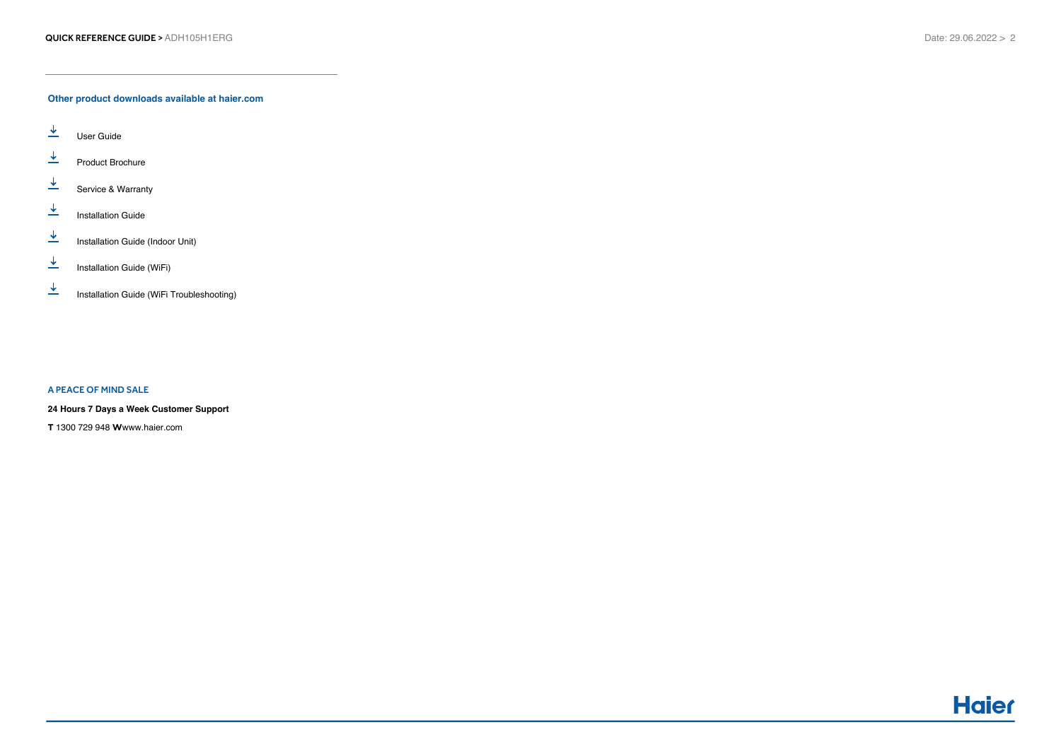### Other product downloads available at haier.com

- User Guide
- Product Brochure
- Service & Warranty
- Installation Guide
- Installation Guide (Indoor Unit)
- Installation Guide (WiFi)
- Installation Guide (WiFi Troubleshooting)

#### A PEACE OF MIND SALE

**24 Hours 7 Days a Week Customer Support**

**T** 1300 729 948 **W**www.haier.com